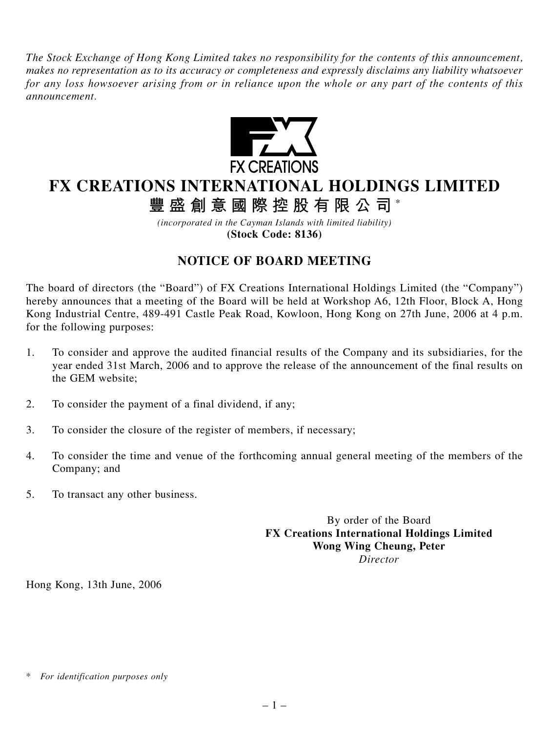*The Stock Exchange of Hong Kong Limited takes no responsibility for the contents of this announcement, makes no representation as to its accuracy or completeness and expressly disclaims any liability whatsoever for any loss howsoever arising from or in reliance upon the whole or any part of the contents of this announcement.*

FX CREATIONS

# FX CREATIONS INTERNATIONAL HOLDINGS LIMITED

# 豐盛創意國際控股有限公司*

*(incorporated in the Cayman Islands with limited liability)*

**(Stock Code: 8136)**

## NOTICE OF BOARD MEETING

The board of directors (the "Board") of FX Creations International Holdings Limited (the "Company") hereby announces that a meeting of the Board will be held at Workshop A6, 12th Floor, Block A, Hong Kong Industrial Centre, 489-491 Castle Peak Road, Kowloon, Hong Kong on 27th June, 2006 at 4 p.m. for the following purposes:

1. To consider and approve the audited financial results of the Company and its subsidiaries, for the year ended 31st March, 2006 and to approve the release of the announcement of the final results on the GEM website;
2. To consider the payment of a final dividend, if any;
3. To consider the closure of the register of members, if necessary;
4. To consider the time and venue of the forthcoming annual general meeting of the members of the Company; and
5. To transact any other business.

By order of the Board
**FX Creations International Holdings Limited**
**Wong Wing Cheung, Peter**
*Director*

Hong Kong, 13th June, 2006

\* *For identification purposes only*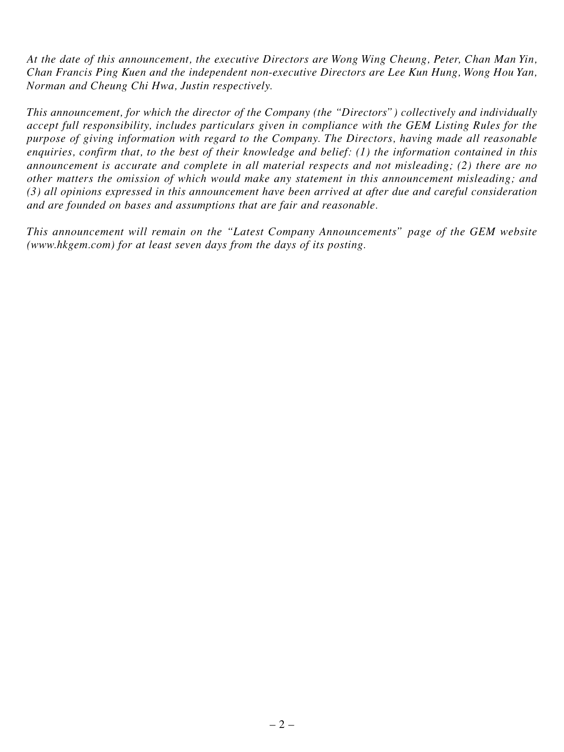*At the date of this announcement, the executive Directors are Wong Wing Cheung, Peter, Chan Man Yin, Chan Francis Ping Kuen and the independent non-executive Directors are Lee Kun Hung, Wong Hou Yan, Norman and Cheung Chi Hwa, Justin respectively.*

*This announcement, for which the director of the Company (the "Directors") collectively and individually accept full responsibility, includes particulars given in compliance with the GEM Listing Rules for the purpose of giving information with regard to the Company. The Directors, having made all reasonable enquiries, confirm that, to the best of their knowledge and belief: (1) the information contained in this announcement is accurate and complete in all material respects and not misleading; (2) there are no other matters the omission of which would make any statement in this announcement misleading; and (3) all opinions expressed in this announcement have been arrived at after due and careful consideration and are founded on bases and assumptions that are fair and reasonable.*

*This announcement will remain on the "Latest Company Announcements" page of the GEM website (www.hkgem.com) for at least seven days from the days of its posting.*